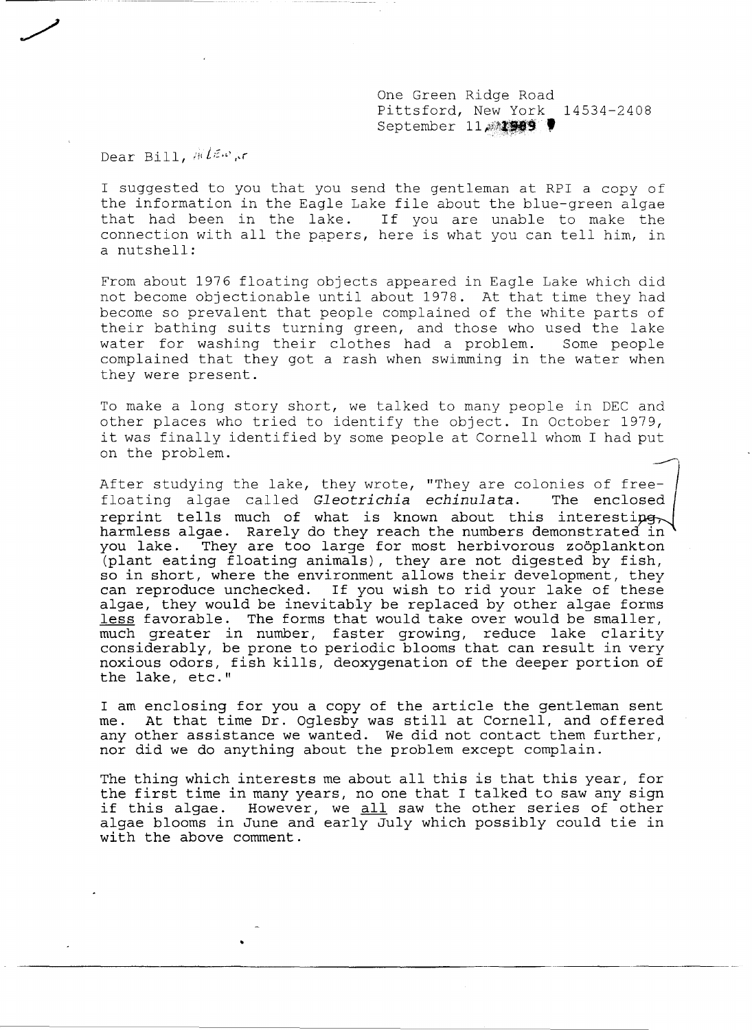One Green Ridge Road
Pittsford, New York 14534-2408
September 11, 1989

Dear Bill,

I suggested to you that you send the gentleman at RPI a copy of the information in the Eagle Lake file about the blue-green algae that had been in the lake. If you are unable to make the connection with all the papers, here is what you can tell him, in a nutshell:

From about 1976 floating objects appeared in Eagle Lake which did not become objectionable until about 1978. At that time they had become so prevalent that people complained of the white parts of their bathing suits turning green, and those who used the lake water for washing their clothes had a problem. Some people complained that they got a rash when swimming in the water when they were present.

To make a long story short, we talked to many people in DEC and other places who tried to identify the object. In October 1979, it was finally identified by some people at Cornell whom I had put on the problem.

After studying the lake, they wrote, "They are colonies of free-floating algae called *Gleotrichia echinulata*. The enclosed reprint tells much of what is known about this interesting, harmless algae. Rarely do they reach the numbers demonstrated in you lake. They are too large for most herbivorous zoöplankton (plant eating floating animals), they are not digested by fish, so in short, where the environment allows their development, they can reproduce unchecked. If you wish to rid your lake of these algae, they would be inevitably be replaced by other algae forms <u>less</u> favorable. The forms that would take over would be smaller, much greater in number, faster growing, reduce lake clarity considerably, be prone to periodic blooms that can result in very noxious odors, fish kills, deoxygenation of the deeper portion of the lake, etc."

I am enclosing for you a copy of the article the gentleman sent me. At that time Dr. Oglesby was still at Cornell, and offered any other assistance we wanted. We did not contact them further, nor did we do anything about the problem except complain.

The thing which interests me about all this is that this year, for the first time in many years, no one that I talked to saw any sign if this algae. However, we <u>all</u> saw the other series of other algae blooms in June and early July which possibly could tie in with the above comment.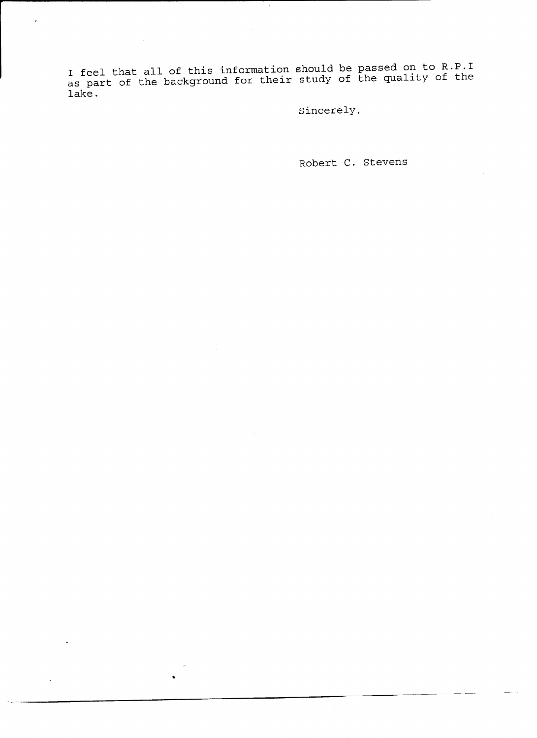I feel that all of this information should be passed on to R.P.I as part of the background for their study of the quality of the lake.

Sincerely,

Robert C. Stevens